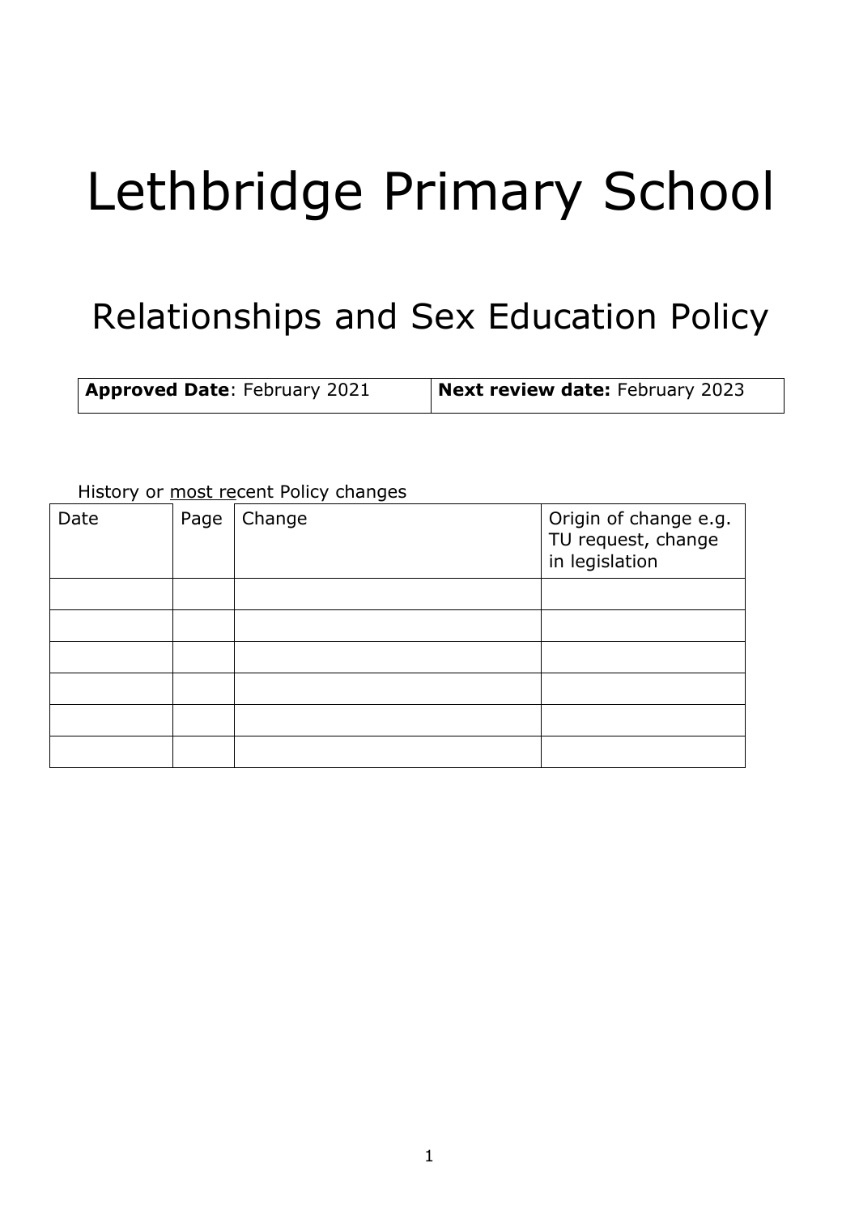# Lethbridge Primary School

## Relationships and Sex Education Policy

| **Approved Date**: February 2021 | **Next review date:** February 2023 |
|---|---|

History or most recent Policy changes

| Date | Page | Change | Origin of change e.g. TU request, change in legislation |
|---|---|---|---|
| | | | |
| | | | |
| | | | |
| | | | |
| | | | |
| | | | |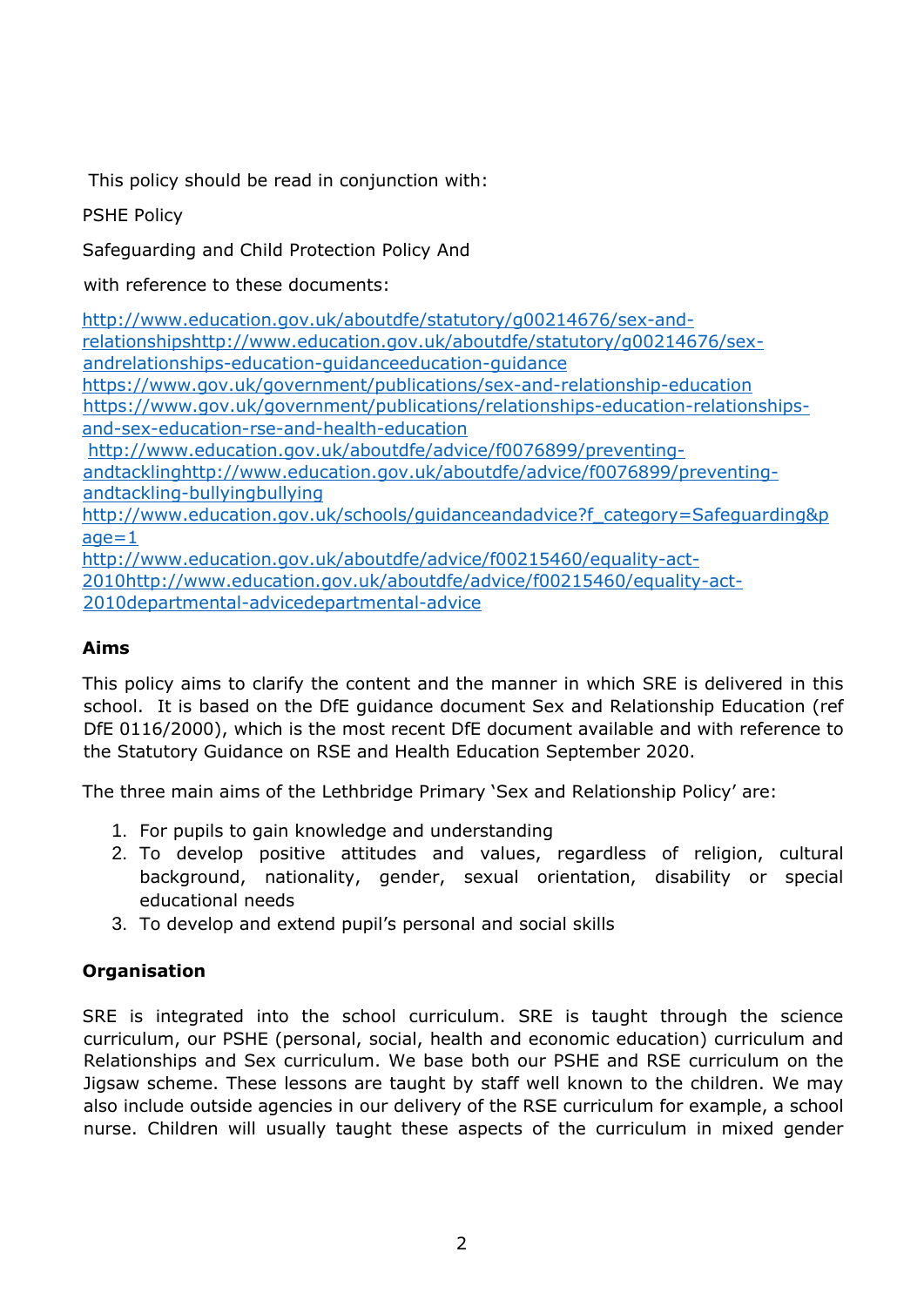This policy should be read in conjunction with:

PSHE Policy

Safeguarding and Child Protection Policy And

with reference to these documents:

http://www.education.gov.uk/aboutdfe/statutory/g00214676/sex-and-relationshipshttp://www.education.gov.uk/aboutdfe/statutory/g00214676/sex-andrelationships-education-guidanceeducation-guidance
https://www.gov.uk/government/publications/sex-and-relationship-education
https://www.gov.uk/government/publications/relationships-education-relationships-and-sex-education-rse-and-health-education
http://www.education.gov.uk/aboutdfe/advice/f0076899/preventing-andtacklinghttp://www.education.gov.uk/aboutdfe/advice/f0076899/preventing-andtackling-bullyingbullying
http://www.education.gov.uk/schools/guidanceandadvice?f_category=Safeguarding&page=1
http://www.education.gov.uk/aboutdfe/advice/f00215460/equality-act-2010http://www.education.gov.uk/aboutdfe/advice/f00215460/equality-act-2010departmental-advicedepartmental-advice

**Aims**

This policy aims to clarify the content and the manner in which SRE is delivered in this school. It is based on the DfE guidance document Sex and Relationship Education (ref DfE 0116/2000), which is the most recent DfE document available and with reference to the Statutory Guidance on RSE and Health Education September 2020.

The three main aims of the Lethbridge Primary 'Sex and Relationship Policy' are:

1. For pupils to gain knowledge and understanding
2. To develop positive attitudes and values, regardless of religion, cultural background, nationality, gender, sexual orientation, disability or special educational needs
3. To develop and extend pupil's personal and social skills

**Organisation**

SRE is integrated into the school curriculum. SRE is taught through the science curriculum, our PSHE (personal, social, health and economic education) curriculum and Relationships and Sex curriculum. We base both our PSHE and RSE curriculum on the Jigsaw scheme. These lessons are taught by staff well known to the children. We may also include outside agencies in our delivery of the RSE curriculum for example, a school nurse. Children will usually taught these aspects of the curriculum in mixed gender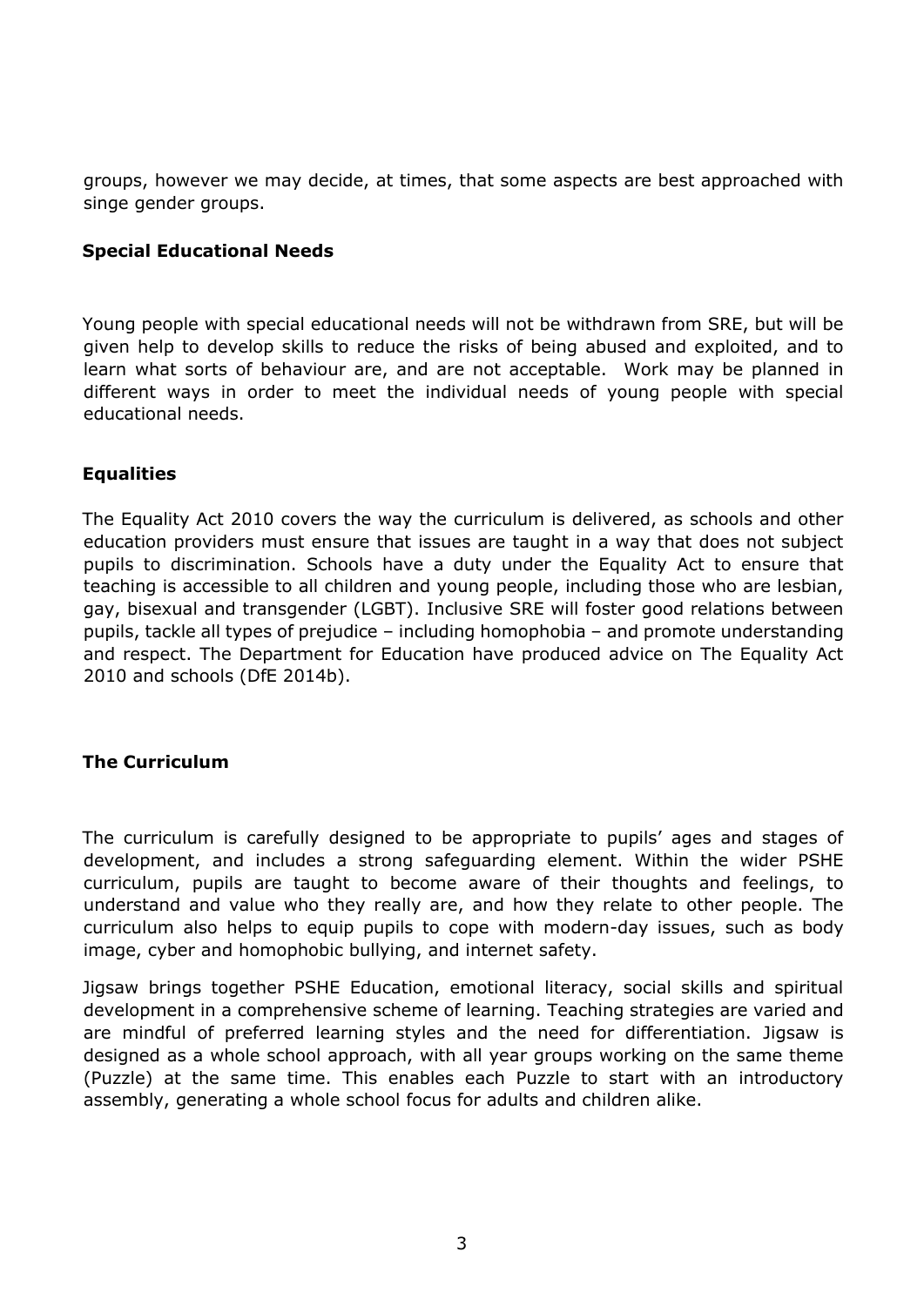groups, however we may decide, at times, that some aspects are best approached with singe gender groups.

## Special Educational Needs

Young people with special educational needs will not be withdrawn from SRE, but will be given help to develop skills to reduce the risks of being abused and exploited, and to learn what sorts of behaviour are, and are not acceptable. Work may be planned in different ways in order to meet the individual needs of young people with special educational needs.

## Equalities

The Equality Act 2010 covers the way the curriculum is delivered, as schools and other education providers must ensure that issues are taught in a way that does not subject pupils to discrimination. Schools have a duty under the Equality Act to ensure that teaching is accessible to all children and young people, including those who are lesbian, gay, bisexual and transgender (LGBT). Inclusive SRE will foster good relations between pupils, tackle all types of prejudice – including homophobia – and promote understanding and respect. The Department for Education have produced advice on The Equality Act 2010 and schools (DfE 2014b).

## The Curriculum

The curriculum is carefully designed to be appropriate to pupils' ages and stages of development, and includes a strong safeguarding element. Within the wider PSHE curriculum, pupils are taught to become aware of their thoughts and feelings, to understand and value who they really are, and how they relate to other people. The curriculum also helps to equip pupils to cope with modern-day issues, such as body image, cyber and homophobic bullying, and internet safety.

Jigsaw brings together PSHE Education, emotional literacy, social skills and spiritual development in a comprehensive scheme of learning. Teaching strategies are varied and are mindful of preferred learning styles and the need for differentiation. Jigsaw is designed as a whole school approach, with all year groups working on the same theme (Puzzle) at the same time. This enables each Puzzle to start with an introductory assembly, generating a whole school focus for adults and children alike.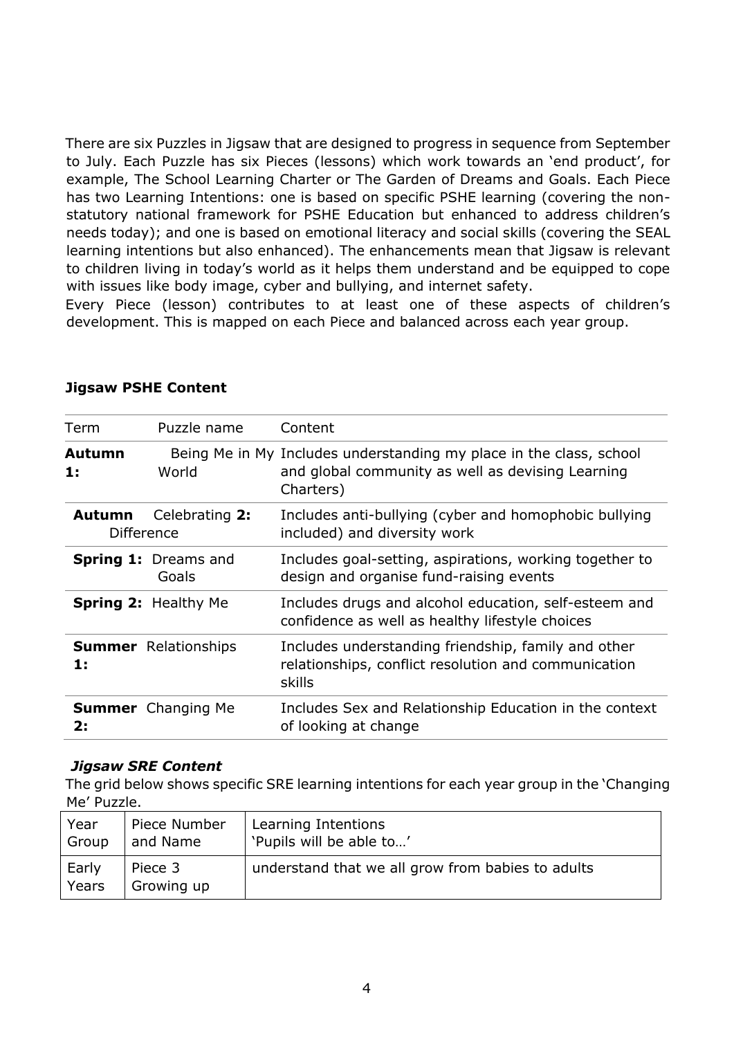There are six Puzzles in Jigsaw that are designed to progress in sequence from September to July. Each Puzzle has six Pieces (lessons) which work towards an 'end product', for example, The School Learning Charter or The Garden of Dreams and Goals. Each Piece has two Learning Intentions: one is based on specific PSHE learning (covering the non-statutory national framework for PSHE Education but enhanced to address children's needs today); and one is based on emotional literacy and social skills (covering the SEAL learning intentions but also enhanced). The enhancements mean that Jigsaw is relevant to children living in today's world as it helps them understand and be equipped to cope with issues like body image, cyber and bullying, and internet safety.

Every Piece (lesson) contributes to at least one of these aspects of children's development. This is mapped on each Piece and balanced across each year group.

**Jigsaw PSHE Content**

| Term | Puzzle name | Content |
|---|---|---|
| **Autumn 1:** | Being Me in My World | Includes understanding my place in the class, school and global community as well as devising Learning Charters) |
| **Autumn 2:** | Celebrating Difference | Includes anti-bullying (cyber and homophobic bullying included) and diversity work |
| **Spring 1:** | Dreams and Goals | Includes goal-setting, aspirations, working together to design and organise fund-raising events |
| **Spring 2:** | Healthy Me | Includes drugs and alcohol education, self-esteem and confidence as well as healthy lifestyle choices |
| **Summer 1:** | Relationships | Includes understanding friendship, family and other relationships, conflict resolution and communication skills |
| **Summer 2:** | Changing Me | Includes Sex and Relationship Education in the context of looking at change |

***Jigsaw SRE Content***

The grid below shows specific SRE learning intentions for each year group in the 'Changing Me' Puzzle.

| Year Group | Piece Number and Name | Learning Intentions 'Pupils will be able to…' |
|---|---|---|
| Early Years | Piece 3 Growing up | understand that we all grow from babies to adults |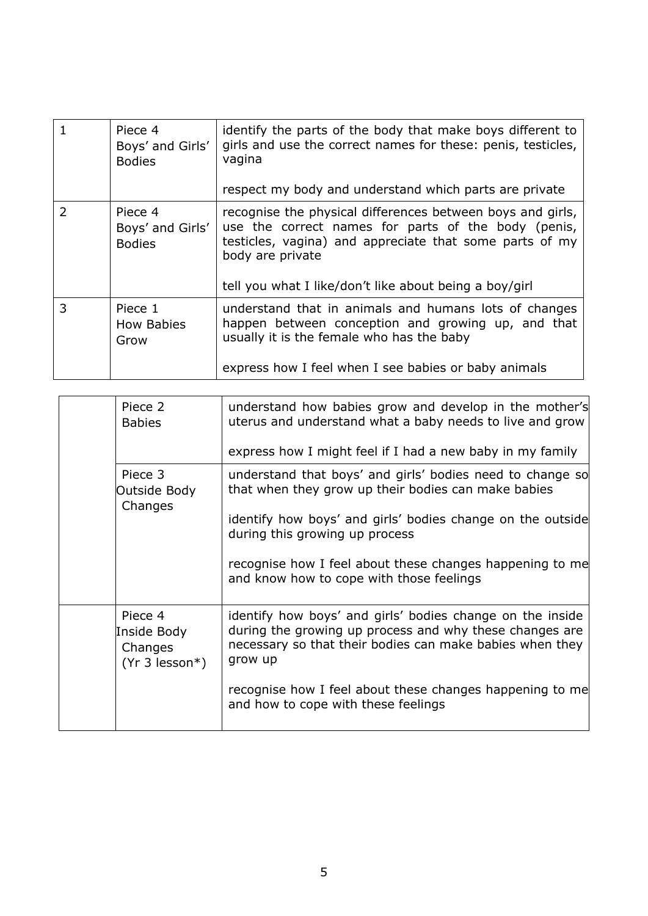| | | |
|---|---|---|
| 1 | Piece 4<br>Boys' and Girls' Bodies | identify the parts of the body that make boys different to girls and use the correct names for these: penis, testicles, vagina<br><br>respect my body and understand which parts are private |
| 2 | Piece 4<br>Boys' and Girls' Bodies | recognise the physical differences between boys and girls, use the correct names for parts of the body (penis, testicles, vagina) and appreciate that some parts of my body are private<br><br>tell you what I like/don't like about being a boy/girl |
| 3 | Piece 1<br>How Babies Grow | understand that in animals and humans lots of changes happen between conception and growing up, and that usually it is the female who has the baby<br><br>express how I feel when I see babies or baby animals |
| | Piece 2<br>Babies | understand how babies grow and develop in the mother's uterus and understand what a baby needs to live and grow<br><br>express how I might feel if I had a new baby in my family |
| | Piece 3<br>Outside Body Changes | understand that boys' and girls' bodies need to change so that when they grow up their bodies can make babies<br><br>identify how boys' and girls' bodies change on the outside during this growing up process<br><br>recognise how I feel about these changes happening to me and know how to cope with those feelings |
| | Piece 4<br>Inside Body Changes<br>(Yr 3 lesson*) | identify how boys' and girls' bodies change on the inside during the growing up process and why these changes are necessary so that their bodies can make babies when they grow up<br><br>recognise how I feel about these changes happening to me and how to cope with these feelings |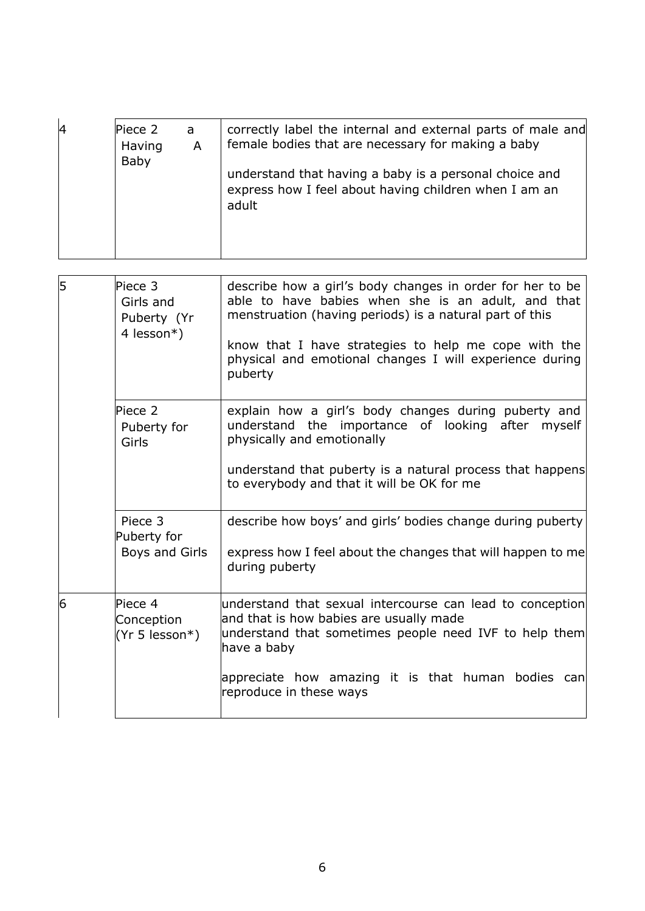| | | |
|---|---|---|
| 4 | Piece 2 a Having A Baby | correctly label the internal and external parts of male and female bodies that are necessary for making a baby<br><br>understand that having a baby is a personal choice and express how I feel about having children when I am an adult |

| | | |
|---|---|---|
| 5 | Piece 3 Girls and Puberty (Yr 4 lesson*) | describe how a girl's body changes in order for her to be able to have babies when she is an adult, and that menstruation (having periods) is a natural part of this<br><br>know that I have strategies to help me cope with the physical and emotional changes I will experience during puberty |
| | Piece 2 Puberty for Girls | explain how a girl's body changes during puberty and understand the importance of looking after myself physically and emotionally<br><br>understand that puberty is a natural process that happens to everybody and that it will be OK for me |
| | Piece 3 Puberty for Boys and Girls | describe how boys' and girls' bodies change during puberty<br><br>express how I feel about the changes that will happen to me during puberty |
| 6 | Piece 4 Conception (Yr 5 lesson*) | understand that sexual intercourse can lead to conception and that is how babies are usually made<br>understand that sometimes people need IVF to help them have a baby<br><br>appreciate how amazing it is that human bodies can reproduce in these ways |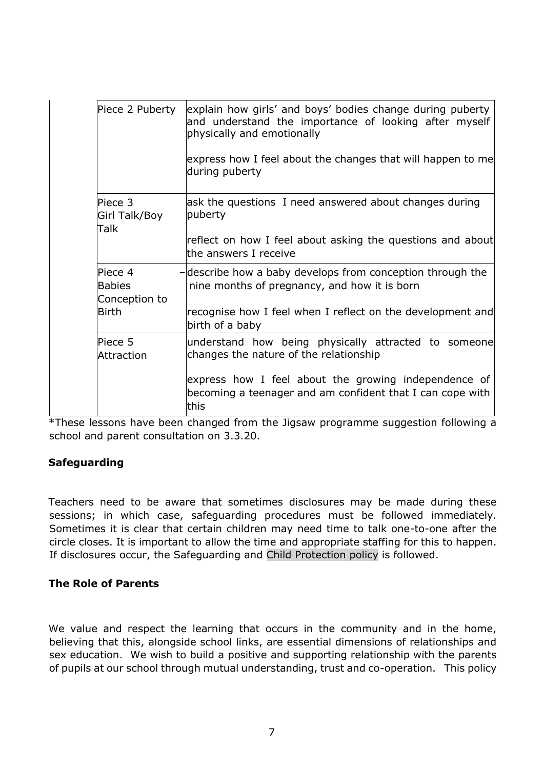| | |
|---|---|
| Piece 2 Puberty | explain how girls' and boys' bodies change during puberty and understand the importance of looking after myself physically and emotionally<br><br>express how I feel about the changes that will happen to me during puberty |
| Piece 3 Girl Talk/Boy Talk | ask the questions I need answered about changes during puberty<br><br>reflect on how I feel about asking the questions and about the answers I receive |
| Piece 4 Babies Conception to Birth | – describe how a baby develops from conception through the nine months of pregnancy, and how it is born<br><br>recognise how I feel when I reflect on the development and birth of a baby |
| Piece 5 Attraction | understand how being physically attracted to someone changes the nature of the relationship<br><br>express how I feel about the growing independence of becoming a teenager and am confident that I can cope with this |

*These lessons have been changed from the Jigsaw programme suggestion following a school and parent consultation on 3.3.20.

**Safeguarding**

Teachers need to be aware that sometimes disclosures may be made during these sessions; in which case, safeguarding procedures must be followed immediately. Sometimes it is clear that certain children may need time to talk one-to-one after the circle closes. It is important to allow the time and appropriate staffing for this to happen. If disclosures occur, the Safeguarding and Child Protection policy is followed.

**The Role of Parents**

We value and respect the learning that occurs in the community and in the home, believing that this, alongside school links, are essential dimensions of relationships and sex education. We wish to build a positive and supporting relationship with the parents of pupils at our school through mutual understanding, trust and co-operation. This policy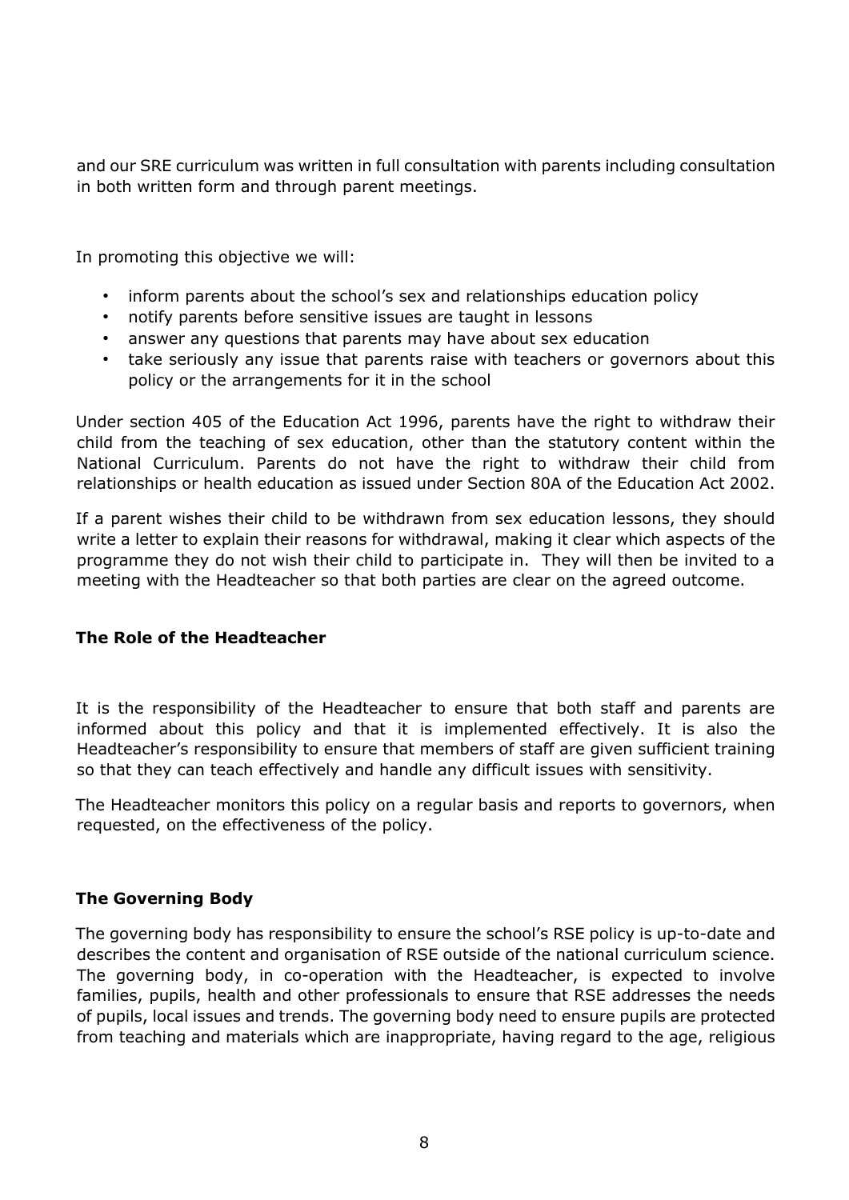and our SRE curriculum was written in full consultation with parents including consultation in both written form and through parent meetings.

In promoting this objective we will:

- inform parents about the school's sex and relationships education policy
- notify parents before sensitive issues are taught in lessons
- answer any questions that parents may have about sex education
- take seriously any issue that parents raise with teachers or governors about this policy or the arrangements for it in the school

Under section 405 of the Education Act 1996, parents have the right to withdraw their child from the teaching of sex education, other than the statutory content within the National Curriculum. Parents do not have the right to withdraw their child from relationships or health education as issued under Section 80A of the Education Act 2002.

If a parent wishes their child to be withdrawn from sex education lessons, they should write a letter to explain their reasons for withdrawal, making it clear which aspects of the programme they do not wish their child to participate in. They will then be invited to a meeting with the Headteacher so that both parties are clear on the agreed outcome.

**The Role of the Headteacher**

It is the responsibility of the Headteacher to ensure that both staff and parents are informed about this policy and that it is implemented effectively. It is also the Headteacher's responsibility to ensure that members of staff are given sufficient training so that they can teach effectively and handle any difficult issues with sensitivity.

The Headteacher monitors this policy on a regular basis and reports to governors, when requested, on the effectiveness of the policy.

**The Governing Body**

The governing body has responsibility to ensure the school's RSE policy is up-to-date and describes the content and organisation of RSE outside of the national curriculum science. The governing body, in co-operation with the Headteacher, is expected to involve families, pupils, health and other professionals to ensure that RSE addresses the needs of pupils, local issues and trends. The governing body need to ensure pupils are protected from teaching and materials which are inappropriate, having regard to the age, religious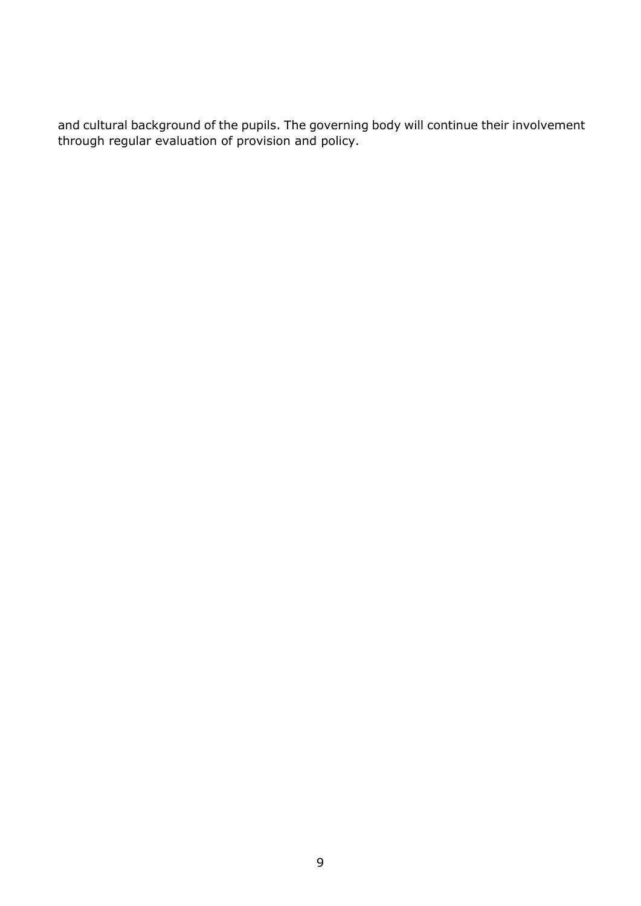and cultural background of the pupils. The governing body will continue their involvement through regular evaluation of provision and policy.